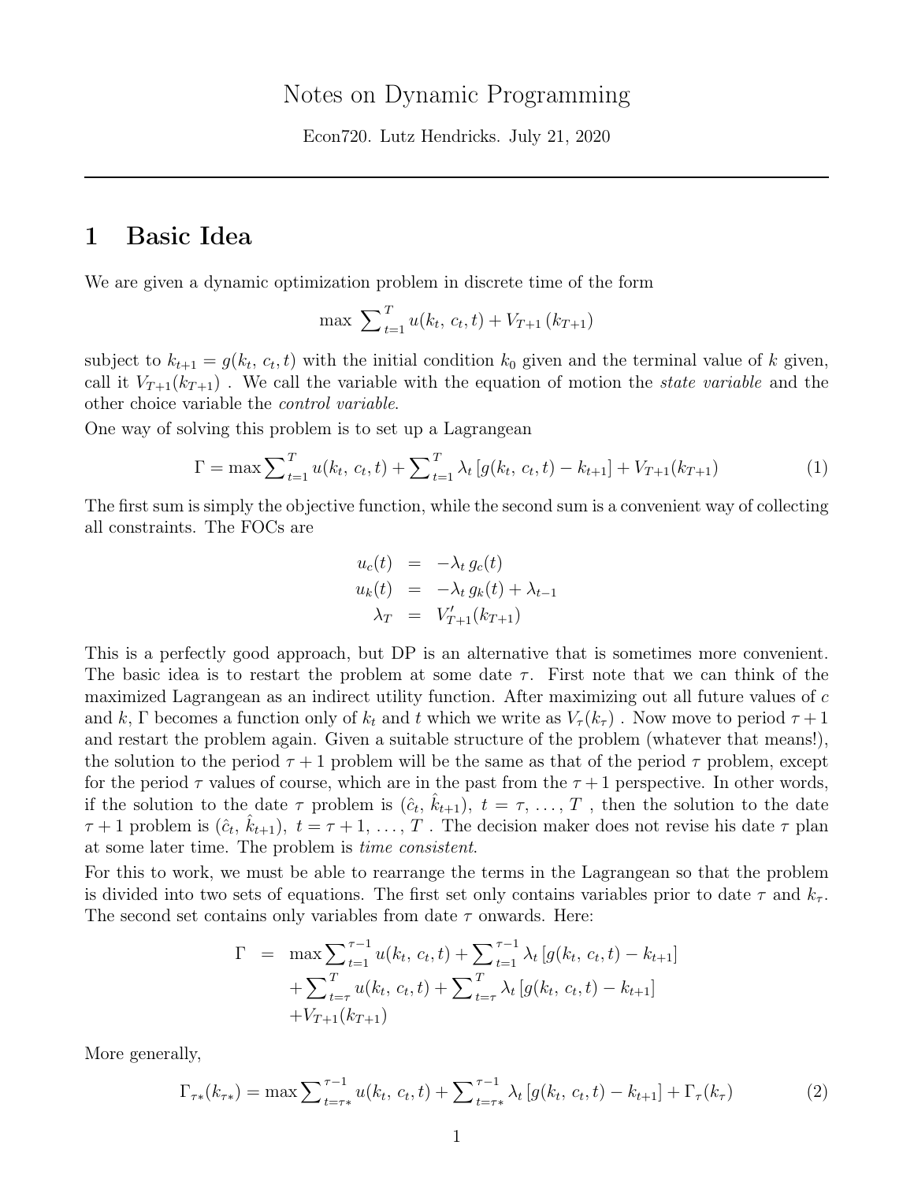# Notes on Dynamic Programming

Econ720. Lutz Hendricks. July 21, 2020

---

## 1 Basic Idea

We are given a dynamic optimization problem in discrete time of the form

$$\max \sum_{t=1}^{T} u(k_t,\, c_t, t) + V_{T+1}\left(k_{T+1}\right)$$

subject to $k_{t+1} = g(k_t,\, c_t, t)$ with the initial condition $k_0$ given and the terminal value of $k$ given, call it $V_{T+1}(k_{T+1})$ . We call the variable with the equation of motion the *state variable* and the other choice variable the *control variable*.

One way of solving this problem is to set up a Lagrangean

$$\Gamma = \max \sum_{t=1}^{T} u(k_t,\, c_t, t) + \sum_{t=1}^{T} \lambda_t \left[g(k_t,\, c_t, t) - k_{t+1}\right] + V_{T+1}(k_{T+1}) \tag{1}$$

The first sum is simply the objective function, while the second sum is a convenient way of collecting all constraints. The FOCs are

$$\begin{aligned}
u_c(t) &= -\lambda_t\, g_c(t) \\
u_k(t) &= -\lambda_t\, g_k(t) + \lambda_{t-1} \\
\lambda_T &= V'_{T+1}(k_{T+1})
\end{aligned}$$

This is a perfectly good approach, but DP is an alternative that is sometimes more convenient. The basic idea is to restart the problem at some date $\tau$. First note that we can think of the maximized Lagrangean as an indirect utility function. After maximizing out all future values of $c$ and $k$, $\Gamma$ becomes a function only of $k_t$ and $t$ which we write as $V_\tau(k_\tau)$ . Now move to period $\tau + 1$ and restart the problem again. Given a suitable structure of the problem (whatever that means!), the solution to the period $\tau + 1$ problem will be the same as that of the period $\tau$ problem, except for the period $\tau$ values of course, which are in the past from the $\tau + 1$ perspective. In other words, if the solution to the date $\tau$ problem is $(\hat{c}_t,\, \hat{k}_{t+1}),\ t = \tau, \ldots, T$ , then the solution to the date $\tau + 1$ problem is $(\hat{c}_t,\, \hat{k}_{t+1}),\ t = \tau + 1, \ldots, T$ . The decision maker does not revise his date $\tau$ plan at some later time. The problem is *time consistent*.

For this to work, we must be able to rearrange the terms in the Lagrangean so that the problem is divided into two sets of equations. The first set only contains variables prior to date $\tau$ and $k_\tau$. The second set contains only variables from date $\tau$ onwards. Here:

$$\begin{aligned}
\Gamma &= \max \sum_{t=1}^{\tau-1} u(k_t,\, c_t, t) + \sum_{t=1}^{\tau-1} \lambda_t \left[g(k_t,\, c_t, t) - k_{t+1}\right] \\
&\quad + \sum_{t=\tau}^{T} u(k_t,\, c_t, t) + \sum_{t=\tau}^{T} \lambda_t \left[g(k_t,\, c_t, t) - k_{t+1}\right] \\
&\quad + V_{T+1}(k_{T+1})
\end{aligned}$$

More generally,

$$\Gamma_{\tau*}(k_{\tau*}) = \max \sum_{t=\tau*}^{\tau-1} u(k_t,\, c_t, t) + \sum_{t=\tau*}^{\tau-1} \lambda_t \left[g(k_t,\, c_t, t) - k_{t+1}\right] + \Gamma_\tau(k_\tau) \tag{2}$$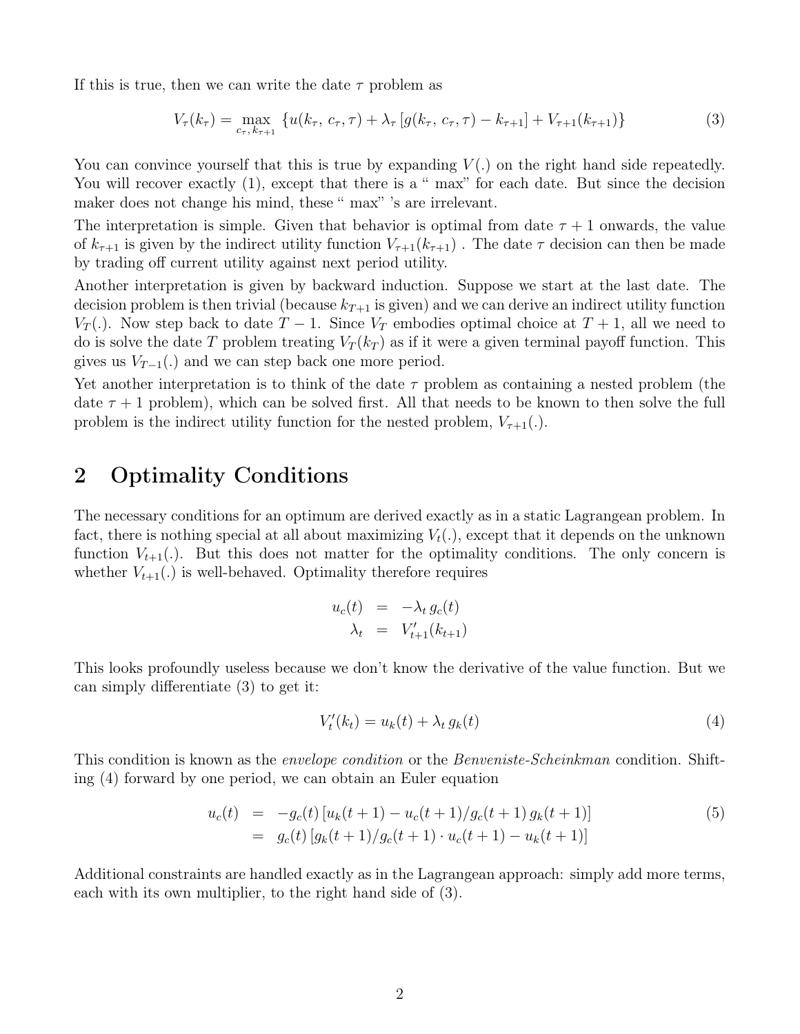If this is true, then we can write the date $\tau$ problem as

$$V_\tau(k_\tau) = \max_{c_\tau,\, k_{\tau+1}} \{u(k_\tau,\, c_\tau, \tau) + \lambda_\tau [g(k_\tau,\, c_\tau, \tau) - k_{\tau+1}] + V_{\tau+1}(k_{\tau+1})\} \tag{3}$$

You can convince yourself that this is true by expanding $V(.)$ on the right hand side repeatedly. You will recover exactly (1), except that there is a " max" for each date. But since the decision maker does not change his mind, these " max" 's are irrelevant.

The interpretation is simple. Given that behavior is optimal from date $\tau + 1$ onwards, the value of $k_{\tau+1}$ is given by the indirect utility function $V_{\tau+1}(k_{\tau+1})$ . The date $\tau$ decision can then be made by trading off current utility against next period utility.

Another interpretation is given by backward induction. Suppose we start at the last date. The decision problem is then trivial (because $k_{T+1}$ is given) and we can derive an indirect utility function $V_T(.)$. Now step back to date $T - 1$. Since $V_T$ embodies optimal choice at $T + 1$, all we need to do is solve the date $T$ problem treating $V_T(k_T)$ as if it were a given terminal payoff function. This gives us $V_{T-1}(.)$ and we can step back one more period.

Yet another interpretation is to think of the date $\tau$ problem as containing a nested problem (the date $\tau + 1$ problem), which can be solved first. All that needs to be known to then solve the full problem is the indirect utility function for the nested problem, $V_{\tau+1}(.)$.

## 2 Optimality Conditions

The necessary conditions for an optimum are derived exactly as in a static Lagrangean problem. In fact, there is nothing special at all about maximizing $V_t(.)$, except that it depends on the unknown function $V_{t+1}(.)$. But this does not matter for the optimality conditions. The only concern is whether $V_{t+1}(.)$ is well-behaved. Optimality therefore requires

$$\begin{aligned} u_c(t) &= -\lambda_t\, g_c(t) \\ \lambda_t &= V'_{t+1}(k_{t+1}) \end{aligned}$$

This looks profoundly useless because we don't know the derivative of the value function. But we can simply differentiate (3) to get it:

$$V'_t(k_t) = u_k(t) + \lambda_t\, g_k(t) \tag{4}$$

This condition is known as the *envelope condition* or the *Benveniste-Scheinkman* condition. Shifting (4) forward by one period, we can obtain an Euler equation

$$\begin{aligned} u_c(t) &= -g_c(t) \, [u_k(t+1) - u_c(t+1)/g_c(t+1) \, g_k(t+1)] \\ &= g_c(t) \, [g_k(t+1)/g_c(t+1) \cdot u_c(t+1) - u_k(t+1)] \end{aligned} \tag{5}$$

Additional constraints are handled exactly as in the Lagrangean approach: simply add more terms, each with its own multiplier, to the right hand side of (3).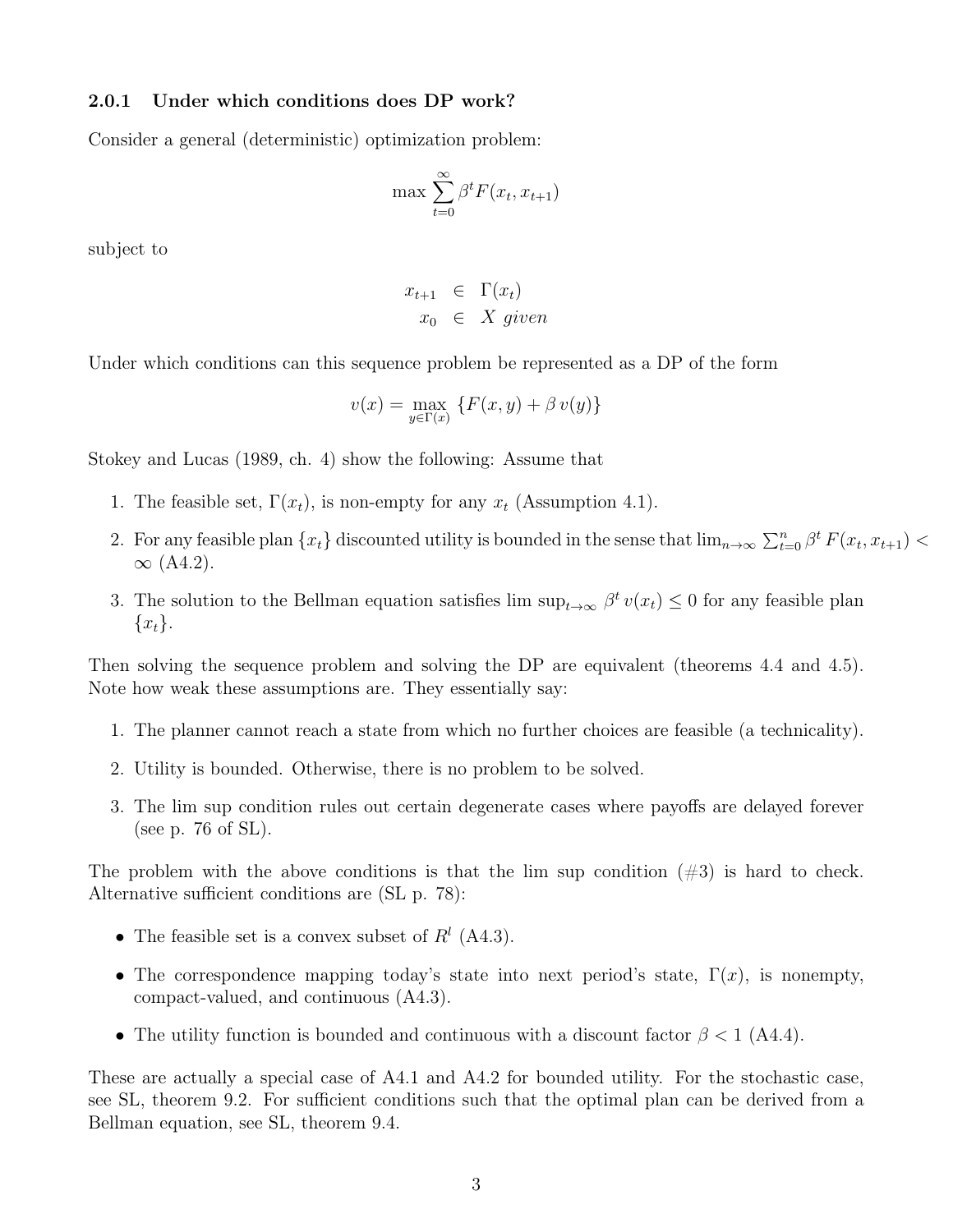### 2.0.1 Under which conditions does DP work?

Consider a general (deterministic) optimization problem:

$$\max \sum_{t=0}^{\infty} \beta^t F(x_t, x_{t+1})$$

subject to

$$\begin{aligned} x_{t+1} &\in \Gamma(x_t) \\ x_0 &\in X \textit{ given} \end{aligned}$$

Under which conditions can this sequence problem be represented as a DP of the form

$$v(x) = \max_{y \in \Gamma(x)} \{F(x, y) + \beta\, v(y)\}$$

Stokey and Lucas (1989, ch. 4) show the following: Assume that

1. The feasible set, $\Gamma(x_t)$, is non-empty for any $x_t$ (Assumption 4.1).
2. For any feasible plan $\{x_t\}$ discounted utility is bounded in the sense that $\lim_{n\to\infty} \sum_{t=0}^{n} \beta^t F(x_t, x_{t+1}) < \infty$ (A4.2).
3. The solution to the Bellman equation satisfies $\limsup_{t\to\infty} \beta^t v(x_t) \leq 0$ for any feasible plan $\{x_t\}$.

Then solving the sequence problem and solving the DP are equivalent (theorems 4.4 and 4.5). Note how weak these assumptions are. They essentially say:

1. The planner cannot reach a state from which no further choices are feasible (a technicality).
2. Utility is bounded. Otherwise, there is no problem to be solved.
3. The lim sup condition rules out certain degenerate cases where payoffs are delayed forever (see p. 76 of SL).

The problem with the above conditions is that the lim sup condition (#3) is hard to check. Alternative sufficient conditions are (SL p. 78):

- The feasible set is a convex subset of $R^l$ (A4.3).
- The correspondence mapping today's state into next period's state, $\Gamma(x)$, is nonempty, compact-valued, and continuous (A4.3).
- The utility function is bounded and continuous with a discount factor $\beta < 1$ (A4.4).

These are actually a special case of A4.1 and A4.2 for bounded utility. For the stochastic case, see SL, theorem 9.2. For sufficient conditions such that the optimal plan can be derived from a Bellman equation, see SL, theorem 9.4.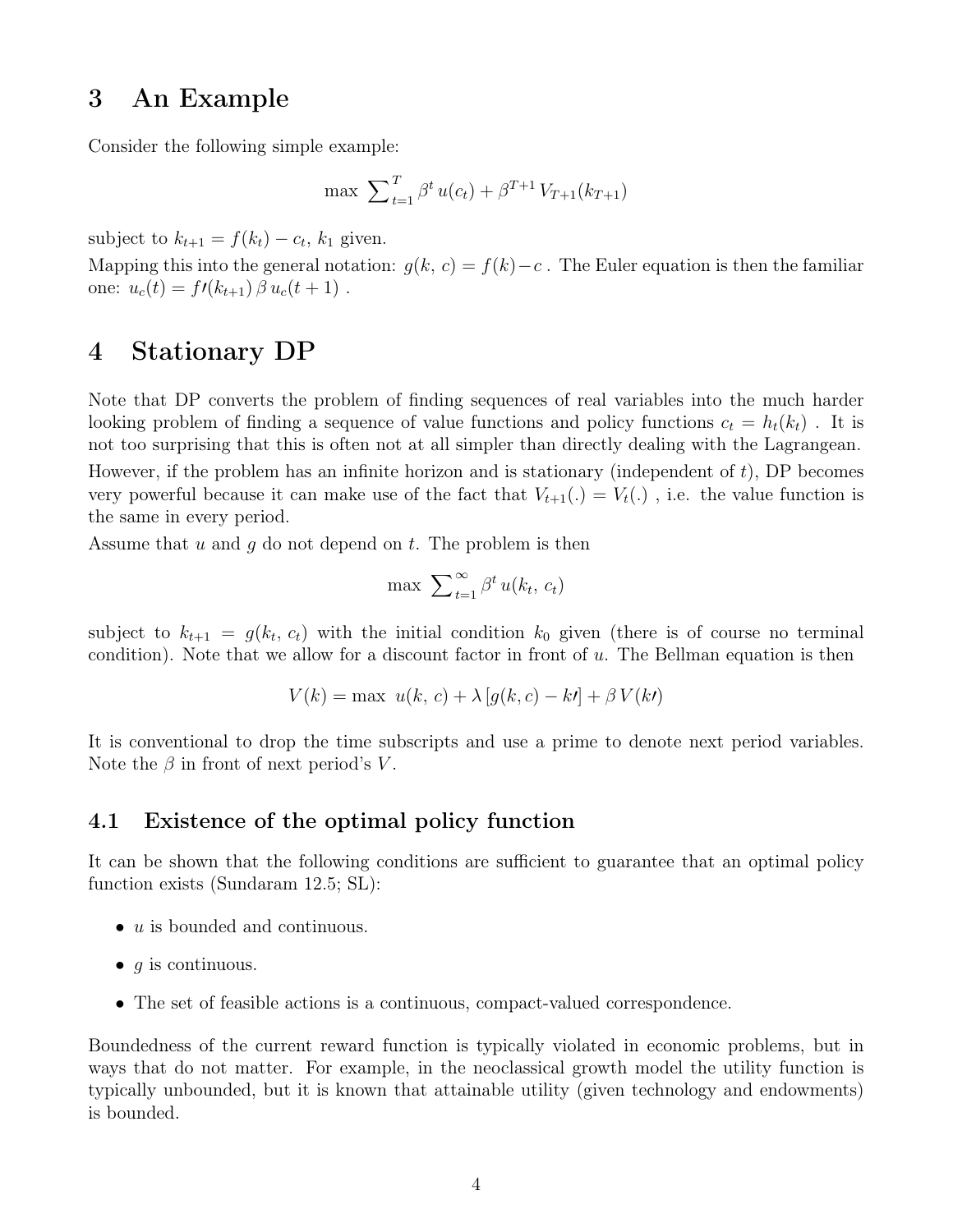# 3 An Example

Consider the following simple example:

$$\max \sum_{t=1}^{T} \beta^t u(c_t) + \beta^{T+1} V_{T+1}(k_{T+1})$$

subject to $k_{t+1} = f(k_t) - c_t$, $k_1$ given.

Mapping this into the general notation: $g(k, c) = f(k) - c$. The Euler equation is then the familiar one: $u_c(t) = f\prime(k_{t+1}) \beta u_c(t+1)$.

# 4 Stationary DP

Note that DP converts the problem of finding sequences of real variables into the much harder looking problem of finding a sequence of value functions and policy functions $c_t = h_t(k_t)$. It is not too surprising that this is often not at all simpler than directly dealing with the Lagrangean.

However, if the problem has an infinite horizon and is stationary (independent of $t$), DP becomes very powerful because it can make use of the fact that $V_{t+1}(.) = V_t(.)$, i.e. the value function is the same in every period.

Assume that $u$ and $g$ do not depend on $t$. The problem is then

$$\max \sum_{t=1}^{\infty} \beta^t u(k_t, c_t)$$

subject to $k_{t+1} = g(k_t, c_t)$ with the initial condition $k_0$ given (there is of course no terminal condition). Note that we allow for a discount factor in front of $u$. The Bellman equation is then

$$V(k) = \max \; u(k, c) + \lambda [g(k, c) - k\prime] + \beta V(k\prime)$$

It is conventional to drop the time subscripts and use a prime to denote next period variables. Note the $\beta$ in front of next period's $V$.

## 4.1 Existence of the optimal policy function

It can be shown that the following conditions are sufficient to guarantee that an optimal policy function exists (Sundaram 12.5; SL):

- $u$ is bounded and continuous.
- $g$ is continuous.
- The set of feasible actions is a continuous, compact-valued correspondence.

Boundedness of the current reward function is typically violated in economic problems, but in ways that do not matter. For example, in the neoclassical growth model the utility function is typically unbounded, but it is known that attainable utility (given technology and endowments) is bounded.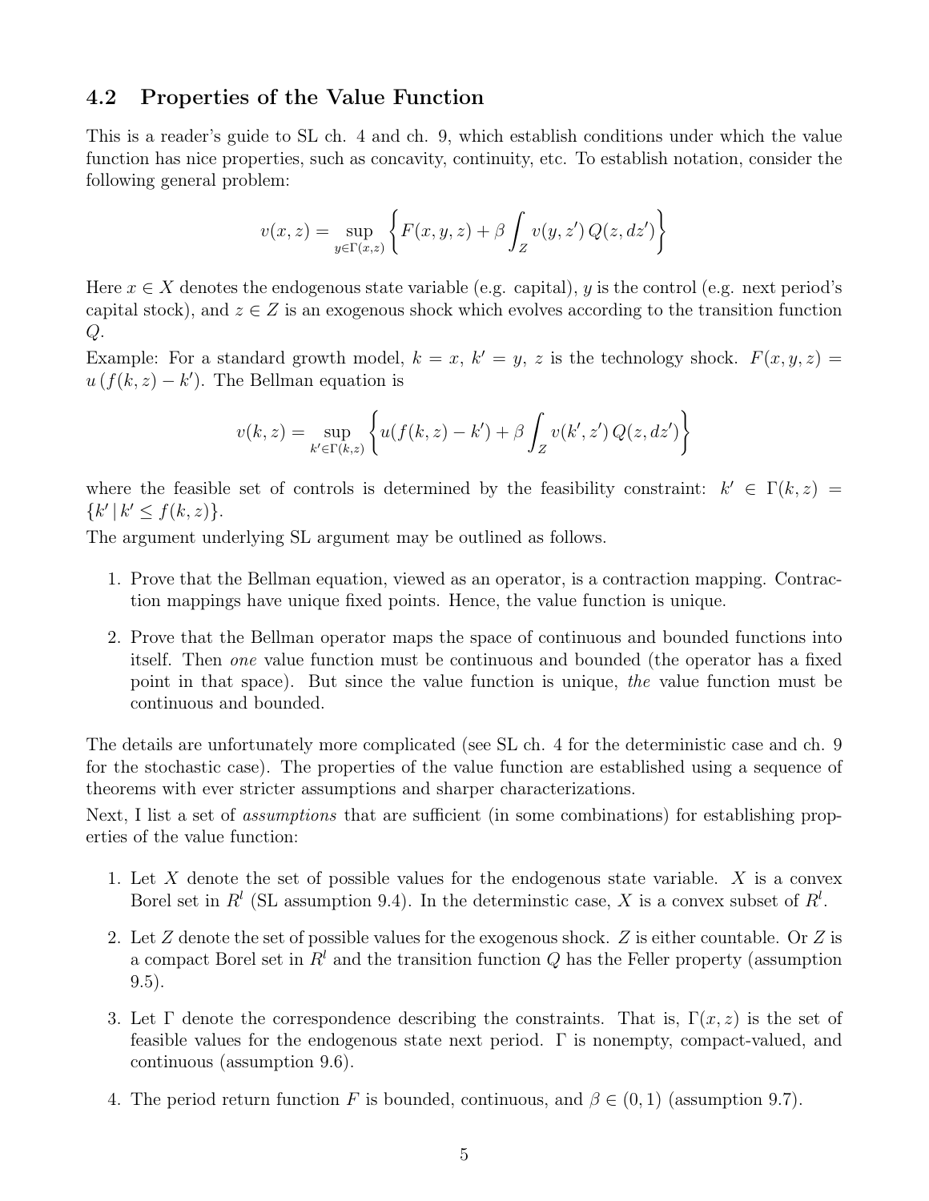## 4.2 Properties of the Value Function

This is a reader's guide to SL ch. 4 and ch. 9, which establish conditions under which the value function has nice properties, such as concavity, continuity, etc. To establish notation, consider the following general problem:

$$v(x,z) = \sup_{y \in \Gamma(x,z)} \left\{ F(x,y,z) + \beta \int_Z v(y,z')\, Q(z,dz') \right\}$$

Here $x \in X$ denotes the endogenous state variable (e.g. capital), $y$ is the control (e.g. next period's capital stock), and $z \in Z$ is an exogenous shock which evolves according to the transition function $Q$.

Example: For a standard growth model, $k = x$, $k' = y$, $z$ is the technology shock. $F(x,y,z) = u(f(k,z) - k')$. The Bellman equation is

$$v(k,z) = \sup_{k' \in \Gamma(k,z)} \left\{ u(f(k,z) - k') + \beta \int_Z v(k',z')\, Q(z,dz') \right\}$$

where the feasible set of controls is determined by the feasibility constraint: $k' \in \Gamma(k,z) = \{k' \,|\, k' \leq f(k,z)\}$.

The argument underlying SL argument may be outlined as follows.

1. Prove that the Bellman equation, viewed as an operator, is a contraction mapping. Contraction mappings have unique fixed points. Hence, the value function is unique.
2. Prove that the Bellman operator maps the space of continuous and bounded functions into itself. Then *one* value function must be continuous and bounded (the operator has a fixed point in that space). But since the value function is unique, *the* value function must be continuous and bounded.

The details are unfortunately more complicated (see SL ch. 4 for the deterministic case and ch. 9 for the stochastic case). The properties of the value function are established using a sequence of theorems with ever stricter assumptions and sharper characterizations.

Next, I list a set of *assumptions* that are sufficient (in some combinations) for establishing properties of the value function:

1. Let $X$ denote the set of possible values for the endogenous state variable. $X$ is a convex Borel set in $R^l$ (SL assumption 9.4). In the determinstic case, $X$ is a convex subset of $R^l$.
2. Let $Z$ denote the set of possible values for the exogenous shock. $Z$ is either countable. Or $Z$ is a compact Borel set in $R^l$ and the transition function $Q$ has the Feller property (assumption 9.5).
3. Let $\Gamma$ denote the correspondence describing the constraints. That is, $\Gamma(x,z)$ is the set of feasible values for the endogenous state next period. $\Gamma$ is nonempty, compact-valued, and continuous (assumption 9.6).
4. The period return function $F$ is bounded, continuous, and $\beta \in (0,1)$ (assumption 9.7).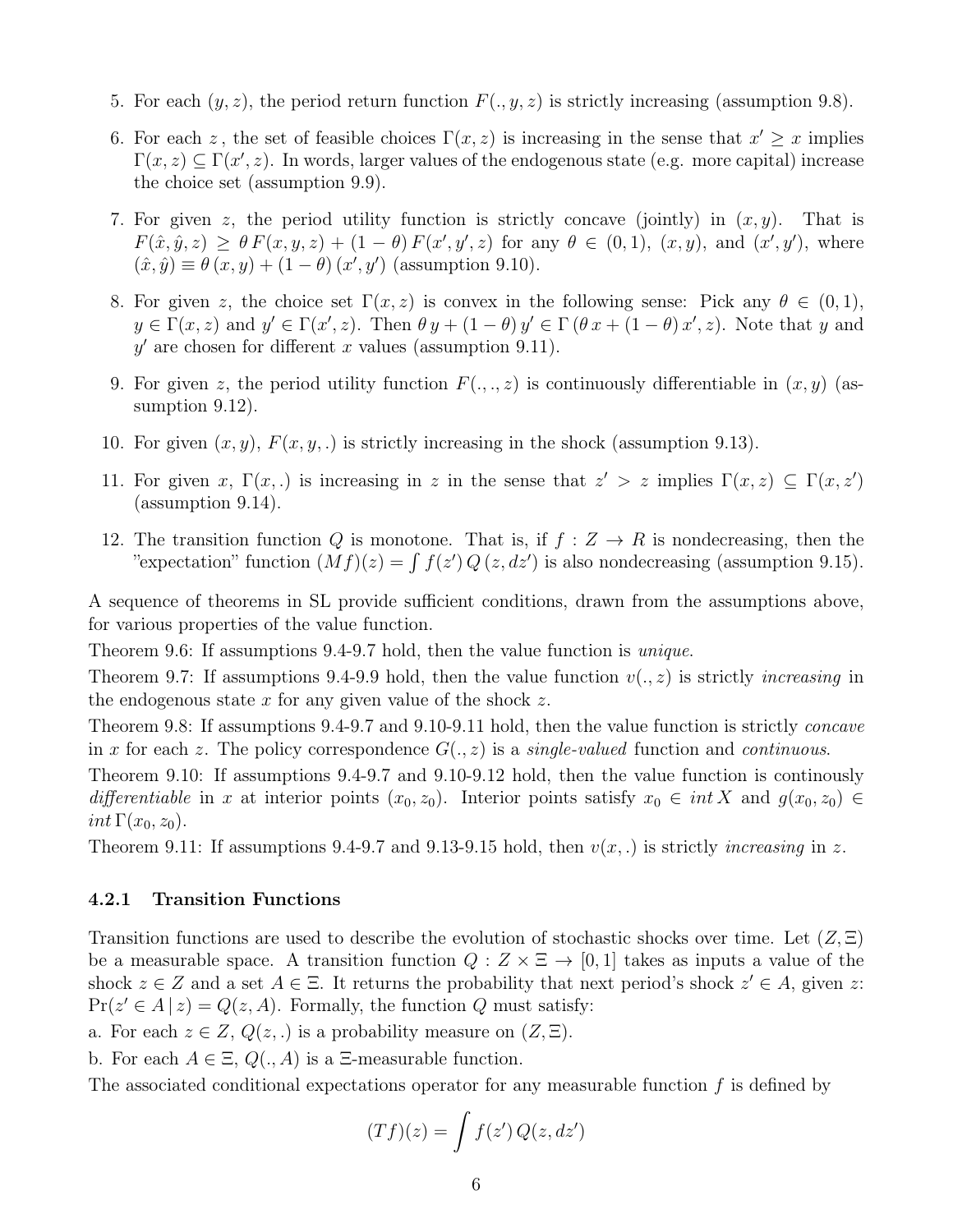5. For each $(y, z)$, the period return function $F(., y, z)$ is strictly increasing (assumption 9.8).
6. For each $z$ , the set of feasible choices $\Gamma(x, z)$ is increasing in the sense that $x' \geq x$ implies $\Gamma(x, z) \subseteq \Gamma(x', z)$. In words, larger values of the endogenous state (e.g. more capital) increase the choice set (assumption 9.9).
7. For given $z$, the period utility function is strictly concave (jointly) in $(x, y)$. That is $F(\hat{x}, \hat{y}, z) \geq \theta F(x, y, z) + (1 - \theta) F(x', y', z)$ for any $\theta \in (0, 1)$, $(x, y)$, and $(x', y')$, where $(\hat{x}, \hat{y}) \equiv \theta (x, y) + (1 - \theta) (x', y')$ (assumption 9.10).
8. For given $z$, the choice set $\Gamma(x, z)$ is convex in the following sense: Pick any $\theta \in (0, 1)$, $y \in \Gamma(x, z)$ and $y' \in \Gamma(x', z)$. Then $\theta y + (1 - \theta) y' \in \Gamma(\theta x + (1 - \theta) x', z)$. Note that $y$ and $y'$ are chosen for different $x$ values (assumption 9.11).
9. For given $z$, the period utility function $F(., ., z)$ is continuously differentiable in $(x, y)$ (assumption 9.12).
10. For given $(x, y)$, $F(x, y, .)$ is strictly increasing in the shock (assumption 9.13).
11. For given $x$, $\Gamma(x, .)$ is increasing in $z$ in the sense that $z' > z$ implies $\Gamma(x, z) \subseteq \Gamma(x, z')$ (assumption 9.14).
12. The transition function $Q$ is monotone. That is, if $f : Z \to R$ is nondecreasing, then the "expectation" function $(Mf)(z) = \int f(z') Q(z, dz')$ is also nondecreasing (assumption 9.15).

A sequence of theorems in SL provide sufficient conditions, drawn from the assumptions above, for various properties of the value function.

Theorem 9.6: If assumptions 9.4-9.7 hold, then the value function is *unique*.

Theorem 9.7: If assumptions 9.4-9.9 hold, then the value function $v(., z)$ is strictly *increasing* in the endogenous state $x$ for any given value of the shock $z$.

Theorem 9.8: If assumptions 9.4-9.7 and 9.10-9.11 hold, then the value function is strictly *concave* in $x$ for each $z$. The policy correspondence $G(., z)$ is a *single-valued* function and *continuous*.

Theorem 9.10: If assumptions 9.4-9.7 and 9.10-9.12 hold, then the value function is continously *differentiable* in $x$ at interior points $(x_0, z_0)$. Interior points satisfy $x_0 \in int\, X$ and $g(x_0, z_0) \in int\, \Gamma(x_0, z_0)$.

Theorem 9.11: If assumptions 9.4-9.7 and 9.13-9.15 hold, then $v(x, .)$ is strictly *increasing* in $z$.

#### 4.2.1 Transition Functions

Transition functions are used to describe the evolution of stochastic shocks over time. Let $(Z, \Xi)$ be a measurable space. A transition function $Q : Z \times \Xi \to [0, 1]$ takes as inputs a value of the shock $z \in Z$ and a set $A \in \Xi$. It returns the probability that next period's shock $z' \in A$, given $z$: $\Pr(z' \in A \,|\, z) = Q(z, A)$. Formally, the function $Q$ must satisfy:

a. For each $z \in Z$, $Q(z, .)$ is a probability measure on $(Z, \Xi)$.

b. For each $A \in \Xi$, $Q(., A)$ is a $\Xi$-measurable function.

The associated conditional expectations operator for any measurable function $f$ is defined by

$$(Tf)(z) = \int f(z') \, Q(z, dz')$$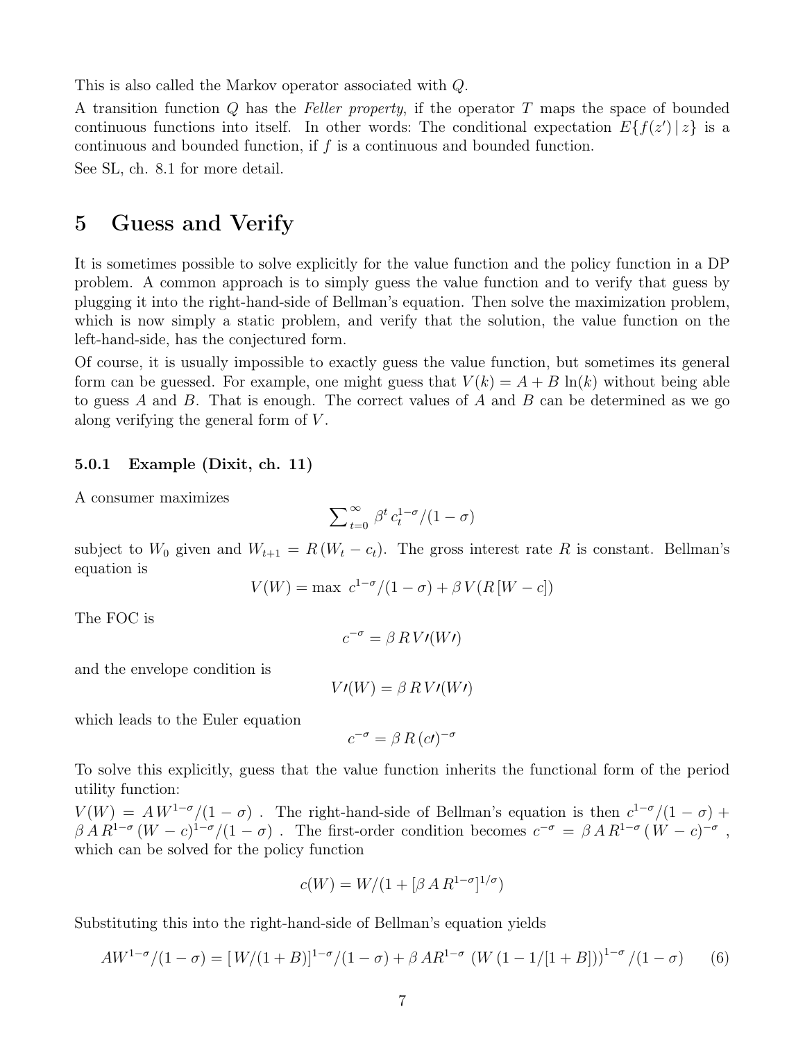This is also called the Markov operator associated with $Q$.

A transition function $Q$ has the *Feller property*, if the operator $T$ maps the space of bounded continuous functions into itself. In other words: The conditional expectation $E\{f(z')\,|\,z\}$ is a continuous and bounded function, if $f$ is a continuous and bounded function.

See SL, ch. 8.1 for more detail.

# 5 Guess and Verify

It is sometimes possible to solve explicitly for the value function and the policy function in a DP problem. A common approach is to simply guess the value function and to verify that guess by plugging it into the right-hand-side of Bellman's equation. Then solve the maximization problem, which is now simply a static problem, and verify that the solution, the value function on the left-hand-side, has the conjectured form.

Of course, it is usually impossible to exactly guess the value function, but sometimes its general form can be guessed. For example, one might guess that $V(k) = A + B\ln(k)$ without being able to guess $A$ and $B$. That is enough. The correct values of $A$ and $B$ can be determined as we go along verifying the general form of $V$.

### 5.0.1 Example (Dixit, ch. 11)

A consumer maximizes

$$\sum\nolimits_{t=0}^{\infty} \beta^t \, c_t^{1-\sigma}/(1-\sigma)$$

subject to $W_0$ given and $W_{t+1} = R\,(W_t - c_t)$. The gross interest rate $R$ is constant. Bellman's equation is

$$V(W) = \max \; c^{1-\sigma}/(1-\sigma) + \beta\, V(R\,[W-c])$$

The FOC is

$$c^{-\sigma} = \beta\, R\, V\prime(W\prime)$$

and the envelope condition is

$$V\prime(W) = \beta\, R\, V\prime(W\prime)$$

which leads to the Euler equation

$$c^{-\sigma} = \beta\, R\,(c\prime)^{-\sigma}$$

To solve this explicitly, guess that the value function inherits the functional form of the period utility function:

$V(W) = A\,W^{1-\sigma}/(1-\sigma)$ . The right-hand-side of Bellman's equation is then $c^{1-\sigma}/(1-\sigma) + \beta\, A\, R^{1-\sigma}\,(W-c)^{1-\sigma}/(1-\sigma)$ . The first-order condition becomes $c^{-\sigma} = \beta\, A\, R^{1-\sigma}\,(W-c)^{-\sigma}$ , which can be solved for the policy function

$$c(W) = W/(1 + [\beta\, A\, R^{1-\sigma}]^{1/\sigma})$$

Substituting this into the right-hand-side of Bellman's equation yields

$$AW^{1-\sigma}/(1-\sigma) = [W/(1+B)]^{1-\sigma}/(1-\sigma) + \beta\, AR^{1-\sigma}\,\left(W\,(1-1/[1+B])\right)^{1-\sigma}/(1-\sigma) \tag{6}$$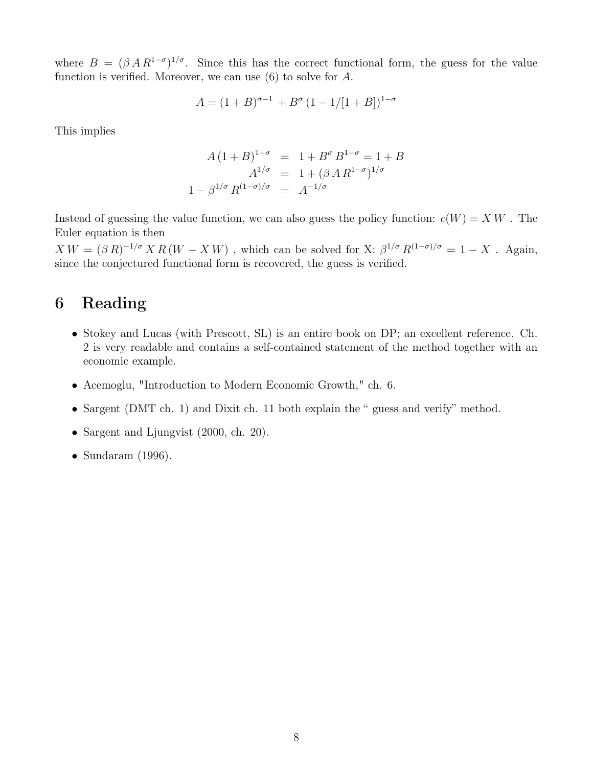where $B = (\beta\, A\, R^{1-\sigma})^{1/\sigma}$. Since this has the correct functional form, the guess for the value function is verified. Moreover, we can use (6) to solve for $A$.

$$A = (1+B)^{\sigma-1} + B^{\sigma}\,(1 - 1/[1+B])^{1-\sigma}$$

This implies

$$\begin{aligned}
A\,(1+B)^{1-\sigma} &= 1 + B^{\sigma}\,B^{1-\sigma} = 1 + B \\
A^{1/\sigma} &= 1 + (\beta\,A\,R^{1-\sigma})^{1/\sigma} \\
1 - \beta^{1/\sigma}\,R^{(1-\sigma)/\sigma} &= A^{-1/\sigma}
\end{aligned}$$

Instead of guessing the value function, we can also guess the policy function: $c(W) = X\,W$ . The Euler equation is then

$X\,W = (\beta\,R)^{-1/\sigma}\,X\,R\,(W - X\,W)$ , which can be solved for X: $\beta^{1/\sigma}\,R^{(1-\sigma)/\sigma} = 1 - X$ . Again, since the conjectured functional form is recovered, the guess is verified.

# 6 Reading

- Stokey and Lucas (with Prescott, SL) is an entire book on DP; an excellent reference. Ch. 2 is very readable and contains a self-contained statement of the method together with an economic example.
- Acemoglu, "Introduction to Modern Economic Growth," ch. 6.
- Sargent (DMT ch. 1) and Dixit ch. 11 both explain the " guess and verify" method.
- Sargent and Ljungvist (2000, ch. 20).
- Sundaram (1996).